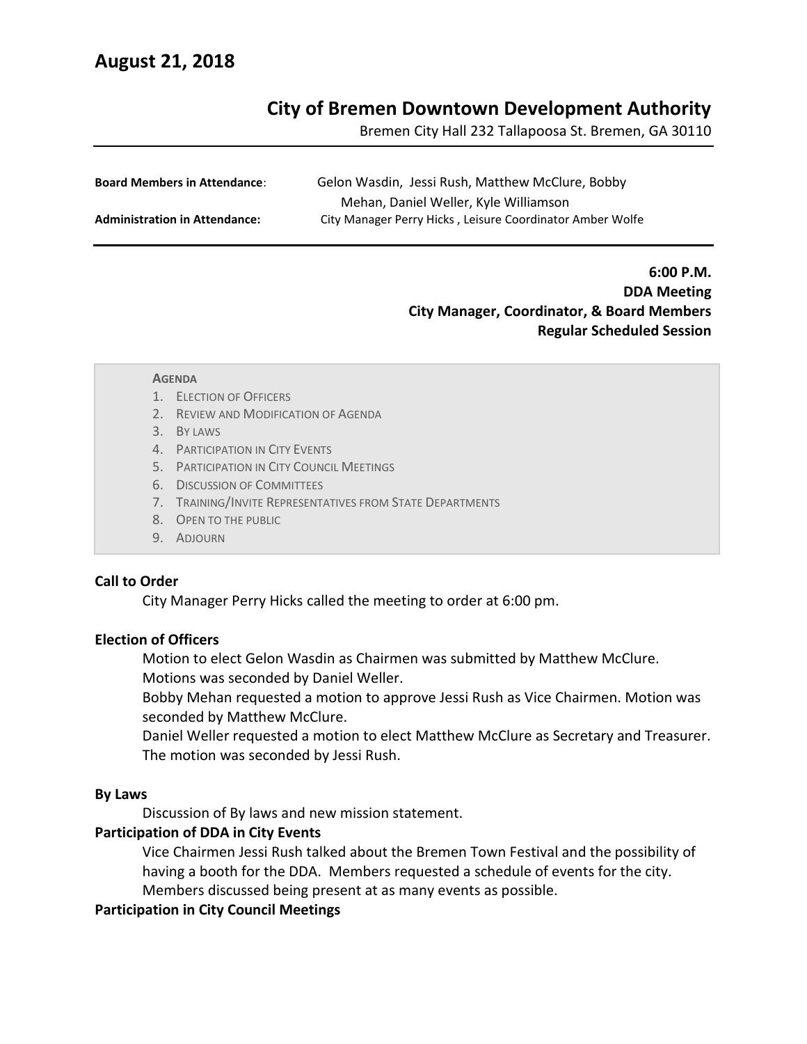# August 21, 2018

## City of Bremen Downtown Development Authority

Bremen City Hall 232 Tallapoosa St. Bremen, GA 30110

**Board Members in Attendance**: Gelon Wasdin, Jessi Rush, Matthew McClure, Bobby Mehan, Daniel Weller, Kyle Williamson

**Administration in Attendance:** City Manager Perry Hicks , Leisure Coordinator Amber Wolfe

**6:00 P.M.**
**DDA Meeting**
**City Manager, Coordinator, & Board Members**
**Regular Scheduled Session**

AGENDA

1. ELECTION OF OFFICERS
2. REVIEW AND MODIFICATION OF AGENDA
3. BY LAWS
4. PARTICIPATION IN CITY EVENTS
5. PARTICIPATION IN CITY COUNCIL MEETINGS
6. DISCUSSION OF COMMITTEES
7. TRAINING/INVITE REPRESENTATIVES FROM STATE DEPARTMENTS
8. OPEN TO THE PUBLIC
9. ADJOURN

**Call to Order**

City Manager Perry Hicks called the meeting to order at 6:00 pm.

**Election of Officers**

Motion to elect Gelon Wasdin as Chairmen was submitted by Matthew McClure. Motions was seconded by Daniel Weller.

Bobby Mehan requested a motion to approve Jessi Rush as Vice Chairmen. Motion was seconded by Matthew McClure.

Daniel Weller requested a motion to elect Matthew McClure as Secretary and Treasurer. The motion was seconded by Jessi Rush.

**By Laws**

Discussion of By laws and new mission statement.

**Participation of DDA in City Events**

Vice Chairmen Jessi Rush talked about the Bremen Town Festival and the possibility of having a booth for the DDA. Members requested a schedule of events for the city. Members discussed being present at as many events as possible.

**Participation in City Council Meetings**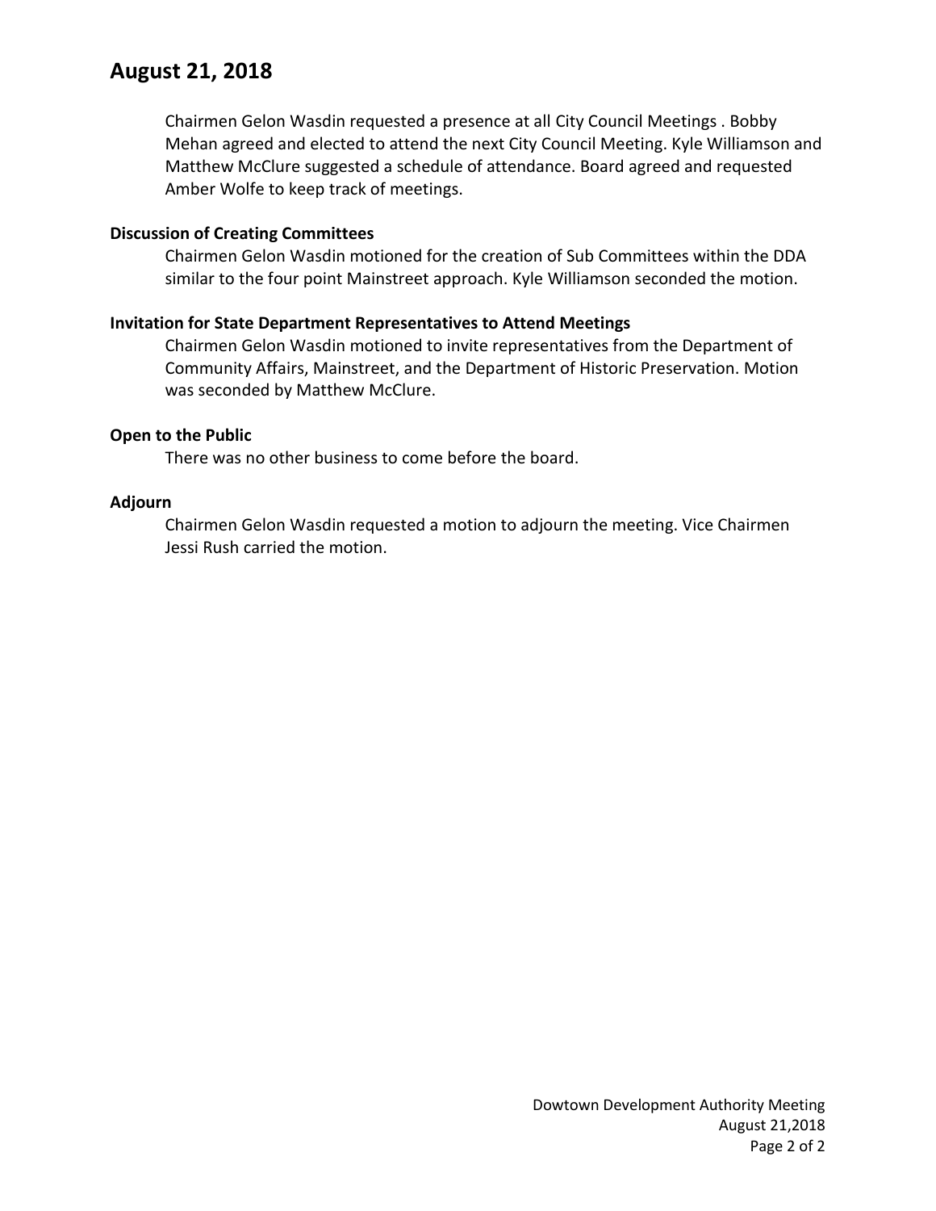# August 21, 2018

Chairmen Gelon Wasdin requested a presence at all City Council Meetings . Bobby Mehan agreed and elected to attend the next City Council Meeting. Kyle Williamson and Matthew McClure suggested a schedule of attendance. Board agreed and requested Amber Wolfe to keep track of meetings.

**Discussion of Creating Committees**

Chairmen Gelon Wasdin motioned for the creation of Sub Committees within the DDA similar to the four point Mainstreet approach. Kyle Williamson seconded the motion.

**Invitation for State Department Representatives to Attend Meetings**

Chairmen Gelon Wasdin motioned to invite representatives from the Department of Community Affairs, Mainstreet, and the Department of Historic Preservation. Motion was seconded by Matthew McClure.

**Open to the Public**

There was no other business to come before the board.

**Adjourn**

Chairmen Gelon Wasdin requested a motion to adjourn the meeting. Vice Chairmen Jessi Rush carried the motion.